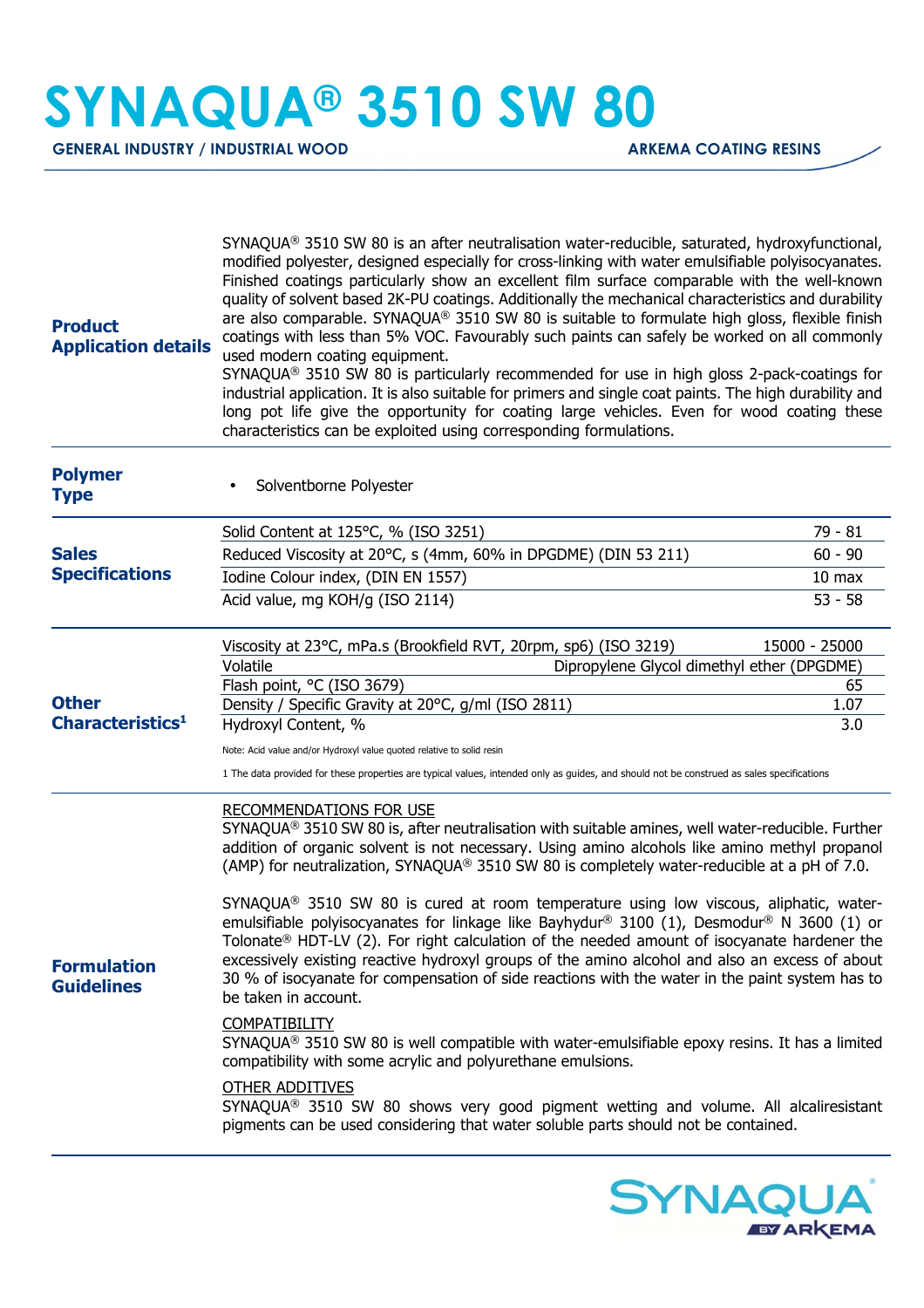# SYNAQUA® 3510 SW 80

**GENERAL INDUSTRY / INDUSTRIAL WOOD** — **ARKEMA COATING RESINS**

## Product Application details

SYNAQUA® 3510 SW 80 is an after neutralisation water-reducible, saturated, hydroxyfunctional, modified polyester, designed especially for cross-linking with water emulsifiable polyisocyanates. Finished coatings particularly show an excellent film surface comparable with the well-known quality of solvent based 2K-PU coatings. Additionally the mechanical characteristics and durability are also comparable. SYNAQUA® 3510 SW 80 is suitable to formulate high gloss, flexible finish coatings with less than 5% VOC. Favourably such paints can safely be worked on all commonly used modern coating equipment.

SYNAQUA® 3510 SW 80 is particularly recommended for use in high gloss 2-pack-coatings for industrial application. It is also suitable for primers and single coat paints. The high durability and long pot life give the opportunity for coating large vehicles. Even for wood coating these characteristics can be exploited using corresponding formulations.

## Polymer Type

- Solventborne Polyester

## Sales Specifications

| Property | Value |
|---|---|
| Solid Content at 125°C, % (ISO 3251) | 79 - 81 |
| Reduced Viscosity at 20°C, s (4mm, 60% in DPGDME) (DIN 53 211) | 60 - 90 |
| Iodine Colour index, (DIN EN 1557) | 10 max |
| Acid value, mg KOH/g (ISO 2114) | 53 - 58 |

## Other Characteristics[1]

| Property | Value |
|---|---|
| Viscosity at 23°C, mPa.s (Brookfield RVT, 20rpm, sp6) (ISO 3219) | 15000 - 25000 |
| Volatile | Dipropylene Glycol dimethyl ether (DPGDME) |
| Flash point, °C (ISO 3679) | 65 |
| Density / Specific Gravity at 20°C, g/ml (ISO 2811) | 1.07 |
| Hydroxyl Content, % | 3.0 |

Note: Acid value and/or Hydroxyl value quoted relative to solid resin

1 The data provided for these properties are typical values, intended only as guides, and should not be construed as sales specifications

## Formulation Guidelines

RECOMMENDATIONS FOR USE

SYNAQUA® 3510 SW 80 is, after neutralisation with suitable amines, well water-reducible. Further addition of organic solvent is not necessary. Using amino alcohols like amino methyl propanol (AMP) for neutralization, SYNAQUA® 3510 SW 80 is completely water-reducible at a pH of 7.0.

SYNAQUA® 3510 SW 80 is cured at room temperature using low viscous, aliphatic, water-emulsifiable polyisocyanates for linkage like Bayhydur® 3100 (1), Desmodur® N 3600 (1) or Tolonate® HDT-LV (2). For right calculation of the needed amount of isocyanate hardener the excessively existing reactive hydroxyl groups of the amino alcohol and also an excess of about 30 % of isocyanate for compensation of side reactions with the water in the paint system has to be taken in account.

COMPATIBILITY

SYNAQUA® 3510 SW 80 is well compatible with water-emulsifiable epoxy resins. It has a limited compatibility with some acrylic and polyurethane emulsions.

OTHER ADDITIVES

SYNAQUA® 3510 SW 80 shows very good pigment wetting and volume. All alcaliresistant pigments can be used considering that water soluble parts should not be contained.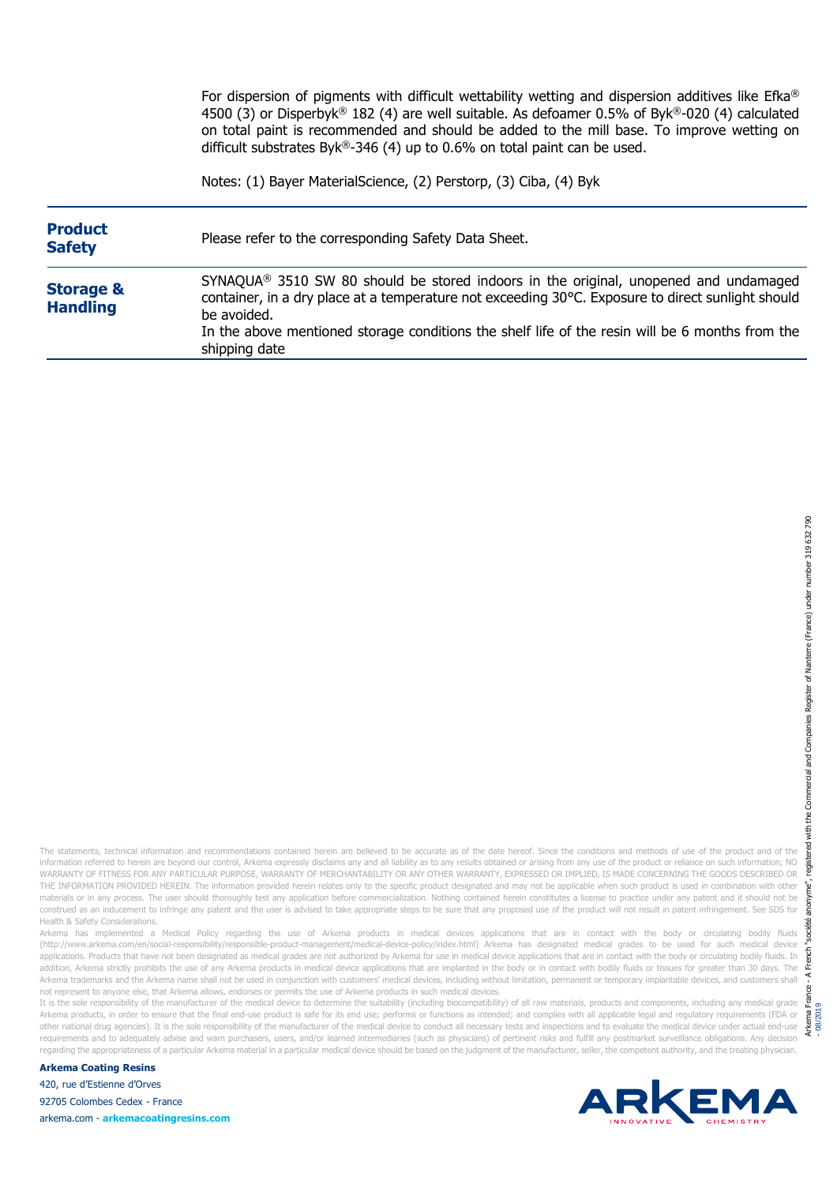For dispersion of pigments with difficult wettability wetting and dispersion additives like Efka® 4500 (3) or Disperbyk® 182 (4) are well suitable. As defoamer 0.5% of Byk®-020 (4) calculated on total paint is recommended and should be added to the mill base. To improve wetting on difficult substrates Byk®-346 (4) up to 0.6% on total paint can be used.

Notes: (1) Bayer MaterialScience, (2) Perstorp, (3) Ciba, (4) Byk

## Product Safety

Please refer to the corresponding Safety Data Sheet.

## Storage & Handling

SYNAQUA® 3510 SW 80 should be stored indoors in the original, unopened and undamaged container, in a dry place at a temperature not exceeding 30°C. Exposure to direct sunlight should be avoided.
In the above mentioned storage conditions the shelf life of the resin will be 6 months from the shipping date

The statements, technical information and recommendations contained herein are believed to be accurate as of the date hereof. Since the conditions and methods of use of the product and of the information referred to herein are beyond our control, Arkema expressly disclaims any and all liability as to any results obtained or arising from any use of the product or reliance on such information; NO WARRANTY OF FITNESS FOR ANY PARTICULAR PURPOSE, WARRANTY OF MERCHANTABILITY OR ANY OTHER WARRANTY, EXPRESSED OR IMPLIED, IS MADE CONCERNING THE GOODS DESCRIBED OR THE INFORMATION PROVIDED HEREIN. The information provided herein relates only to the specific product designated and may not be applicable when such product is used in combination with other materials or in any process. The user should thoroughly test any application before commercialization. Nothing contained herein constitutes a license to practice under any patent and it should not be construed as an inducement to infringe any patent and the user is advised to take appropriate steps to be sure that any proposed use of the product will not result in patent infringement. See SDS for Health & Safety Considerations.

Arkema has implemented a Medical Policy regarding the use of Arkema products in medical devices applications that are in contact with the body or circulating bodily fluids (http://www.arkema.com/en/social-responsibility/responsible-product-management/medical-device-policy/index.html) Arkema has designated medical grades to be used for such medical device applications. Products that have not been designated as medical grades are not authorized by Arkema for use in medical device applications that are in contact with the body or circulating bodily fluids. In addition, Arkema strictly prohibits the use of any Arkema products in medical device applications that are implanted in the body or in contact with bodily fluids or tissues for greater than 30 days. The Arkema trademarks and the Arkema name shall not be used in conjunction with customers' medical devices, including without limitation, permanent or temporary implantable devices, and customers shall not represent to anyone else, that Arkema allows, endorses or permits the use of Arkema products in such medical devices.

It is the sole responsibility of the manufacturer of the medical device to determine the suitability (including biocompatibility) of all raw materials, products and components, including any medical grade Arkema products, in order to ensure that the final end-use product is safe for its end use; performs or functions as intended; and complies with all applicable legal and regulatory requirements (FDA or other national drug agencies). It is the sole responsibility of the manufacturer of the medical device to conduct all necessary tests and inspections and to evaluate the medical device under actual end-use requirements and to adequately advise and warn purchasers, users, and/or learned intermediaries (such as physicians) of pertinent risks and fulfill any postmarket surveillance obligations. Any decision regarding the appropriateness of a particular Arkema material in a particular medical device should be based on the judgment of the manufacturer, seller, the competent authority, and the treating physician.

Arkema France - A French "société anonyme", registered with the Commercial and Companies Register of Nanterre (France) under number 319 632 790 - 08/2019

**Arkema Coating Resins**
420, rue d'Estienne d'Orves
92705 Colombes Cedex - France
arkema.com - **arkemacoatingresins.com**

ARKEMA INNOVATIVE CHEMISTRY